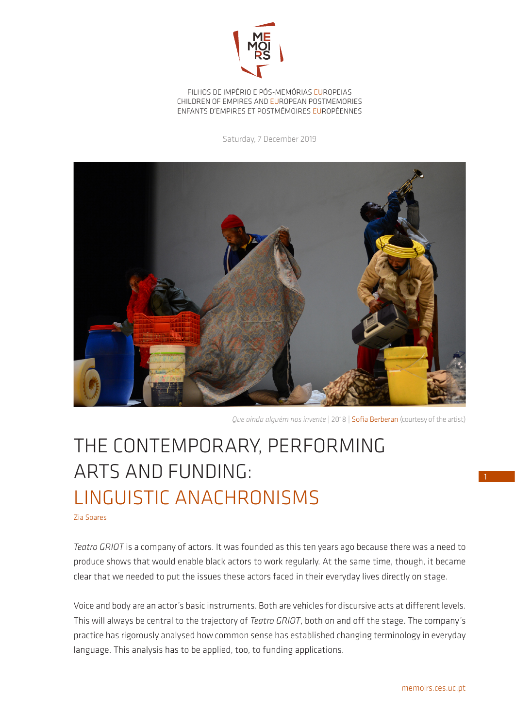FILHOS DE IMPÉRIO E PÓS-MEMÓRIAS EUROPEIAS
CHILDREN OF EMPIRES AND EUROPEAN POSTMEMORIES
ENFANTS D'EMPIRES ET POSTMÉMOIRES EUROPÉENNES

Saturday, 7 December 2019

*Que ainda alguém nos invente* | 2018 | Sofia Berberan (courtesy of the artist)

# THE CONTEMPORARY, PERFORMING ARTS AND FUNDING: LINGUISTIC ANACHRONISMS

Zia Soares

*Teatro GRIOT* is a company of actors. It was founded as this ten years ago because there was a need to produce shows that would enable black actors to work regularly. At the same time, though, it became clear that we needed to put the issues these actors faced in their everyday lives directly on stage.

Voice and body are an actor's basic instruments. Both are vehicles for discursive acts at different levels. This will always be central to the trajectory of *Teatro GRIOT*, both on and off the stage. The company's practice has rigorously analysed how common sense has established changing terminology in everyday language. This analysis has to be applied, too, to funding applications.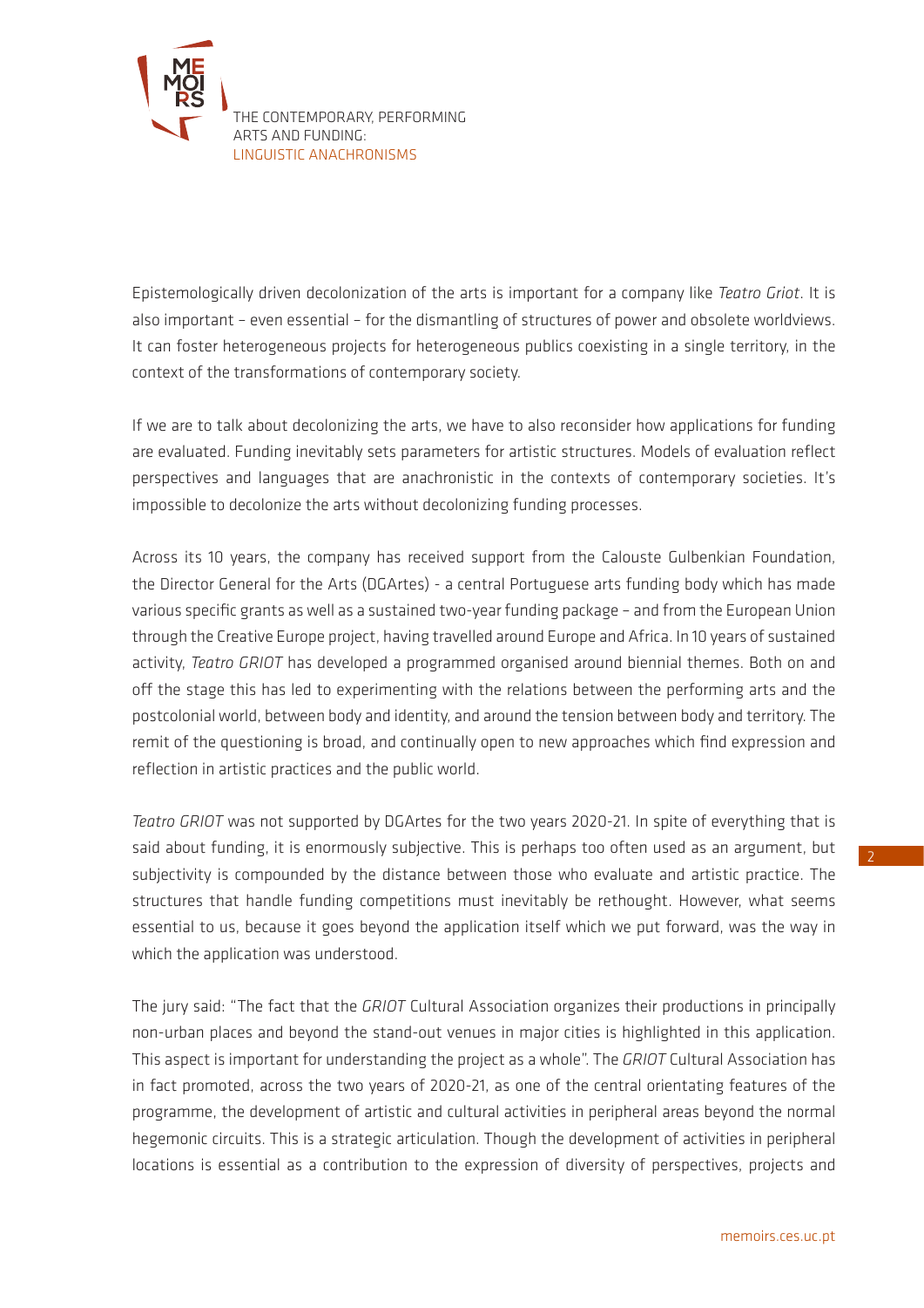Epistemologically driven decolonization of the arts is important for a company like *Teatro Griot*. It is also important – even essential – for the dismantling of structures of power and obsolete worldviews. It can foster heterogeneous projects for heterogeneous publics coexisting in a single territory, in the context of the transformations of contemporary society.

If we are to talk about decolonizing the arts, we have to also reconsider how applications for funding are evaluated. Funding inevitably sets parameters for artistic structures. Models of evaluation reflect perspectives and languages that are anachronistic in the contexts of contemporary societies. It's impossible to decolonize the arts without decolonizing funding processes.

Across its 10 years, the company has received support from the Calouste Gulbenkian Foundation, the Director General for the Arts (DGArtes) - a central Portuguese arts funding body which has made various specific grants as well as a sustained two-year funding package – and from the European Union through the Creative Europe project, having travelled around Europe and Africa. In 10 years of sustained activity, *Teatro GRIOT* has developed a programmed organised around biennial themes. Both on and off the stage this has led to experimenting with the relations between the performing arts and the postcolonial world, between body and identity, and around the tension between body and territory. The remit of the questioning is broad, and continually open to new approaches which find expression and reflection in artistic practices and the public world.

*Teatro GRIOT* was not supported by DGArtes for the two years 2020-21. In spite of everything that is said about funding, it is enormously subjective. This is perhaps too often used as an argument, but subjectivity is compounded by the distance between those who evaluate and artistic practice. The structures that handle funding competitions must inevitably be rethought. However, what seems essential to us, because it goes beyond the application itself which we put forward, was the way in which the application was understood.

The jury said: "The fact that the *GRIOT* Cultural Association organizes their productions in principally non-urban places and beyond the stand-out venues in major cities is highlighted in this application. This aspect is important for understanding the project as a whole". The *GRIOT* Cultural Association has in fact promoted, across the two years of 2020-21, as one of the central orientating features of the programme, the development of artistic and cultural activities in peripheral areas beyond the normal hegemonic circuits. This is a strategic articulation. Though the development of activities in peripheral locations is essential as a contribution to the expression of diversity of perspectives, projects and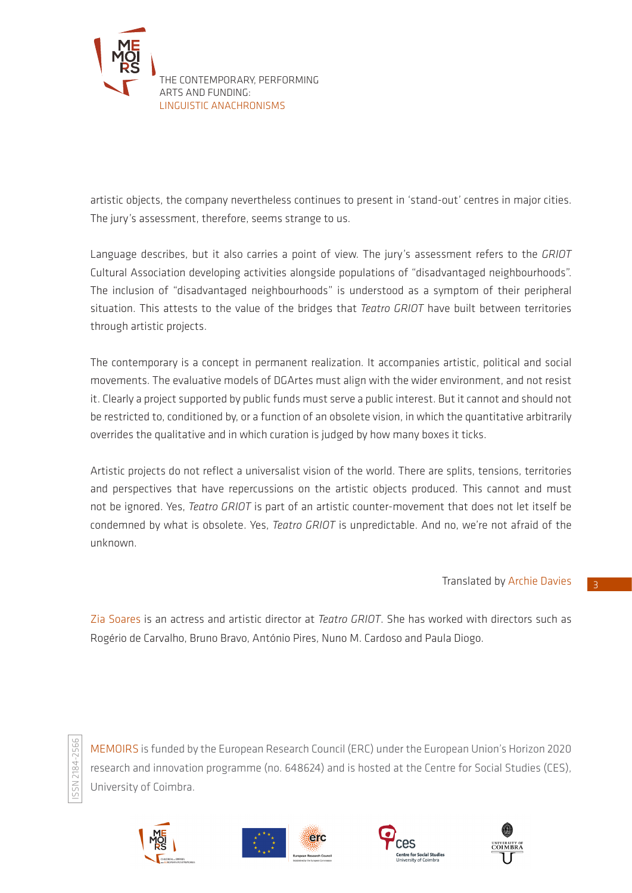artistic objects, the company nevertheless continues to present in 'stand-out' centres in major cities. The jury's assessment, therefore, seems strange to us.

Language describes, but it also carries a point of view. The jury's assessment refers to the *GRIOT* Cultural Association developing activities alongside populations of "disadvantaged neighbourhoods". The inclusion of "disadvantaged neighbourhoods" is understood as a symptom of their peripheral situation. This attests to the value of the bridges that *Teatro GRIOT* have built between territories through artistic projects.

The contemporary is a concept in permanent realization. It accompanies artistic, political and social movements. The evaluative models of DGArtes must align with the wider environment, and not resist it. Clearly a project supported by public funds must serve a public interest. But it cannot and should not be restricted to, conditioned by, or a function of an obsolete vision, in which the quantitative arbitrarily overrides the qualitative and in which curation is judged by how many boxes it ticks.

Artistic projects do not reflect a universalist vision of the world. There are splits, tensions, territories and perspectives that have repercussions on the artistic objects produced. This cannot and must not be ignored. Yes, *Teatro GRIOT* is part of an artistic counter-movement that does not let itself be condemned by what is obsolete. Yes, *Teatro GRIOT* is unpredictable. And no, we're not afraid of the unknown.

Translated by Archie Davies

Zia Soares is an actress and artistic director at *Teatro GRIOT*. She has worked with directors such as Rogério de Carvalho, Bruno Bravo, António Pires, Nuno M. Cardoso and Paula Diogo.

MEMOIRS is funded by the European Research Council (ERC) under the European Union's Horizon 2020 research and innovation programme (no. 648624) and is hosted at the Centre for Social Studies (CES), University of Coimbra.